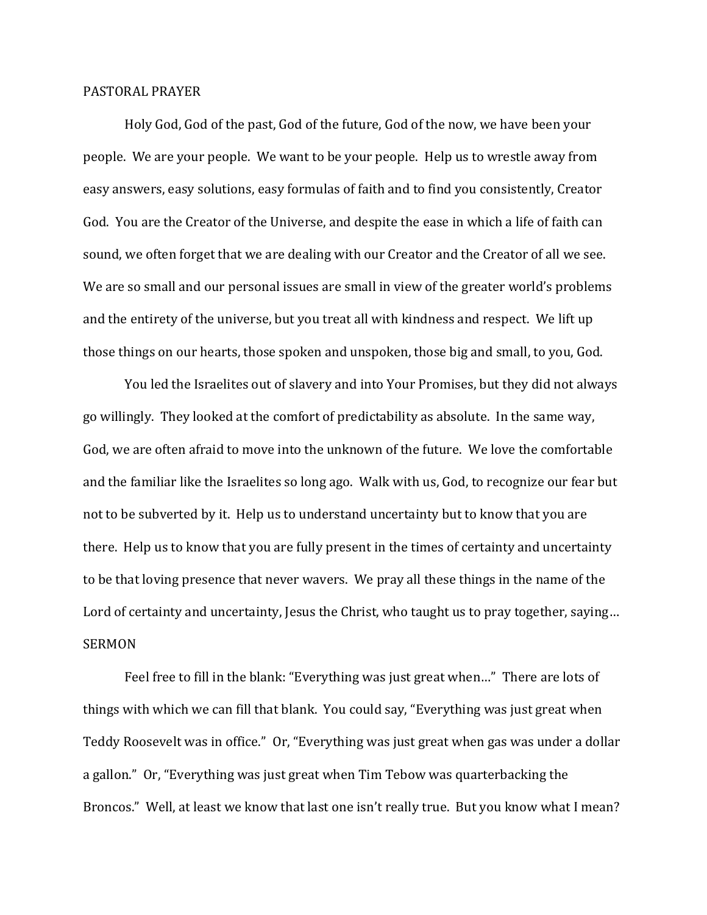## PASTORAL PRAYER

Holy God, God of the past, God of the future, God of the now, we have been your people. We are your people. We want to be your people. Help us to wrestle away from easy answers, easy solutions, easy formulas of faith and to find you consistently, Creator God. You are the Creator of the Universe, and despite the ease in which a life of faith can sound, we often forget that we are dealing with our Creator and the Creator of all we see. We are so small and our personal issues are small in view of the greater world's problems and the entirety of the universe, but you treat all with kindness and respect. We lift up those things on our hearts, those spoken and unspoken, those big and small, to you, God.

You led the Israelites out of slavery and into Your Promises, but they did not always go willingly. They looked at the comfort of predictability as absolute. In the same way, God, we are often afraid to move into the unknown of the future. We love the comfortable and the familiar like the Israelites so long ago. Walk with us, God, to recognize our fear but not to be subverted by it. Help us to understand uncertainty but to know that you are there. Help us to know that you are fully present in the times of certainty and uncertainty to be that loving presence that never wavers. We pray all these things in the name of the Lord of certainty and uncertainty, Jesus the Christ, who taught us to pray together, saying…

## SERMON

Feel free to fill in the blank: "Everything was just great when…" There are lots of things with which we can fill that blank. You could say, "Everything was just great when Teddy Roosevelt was in office." Or, "Everything was just great when gas was under a dollar a gallon." Or, "Everything was just great when Tim Tebow was quarterbacking the Broncos." Well, at least we know that last one isn't really true. But you know what I mean?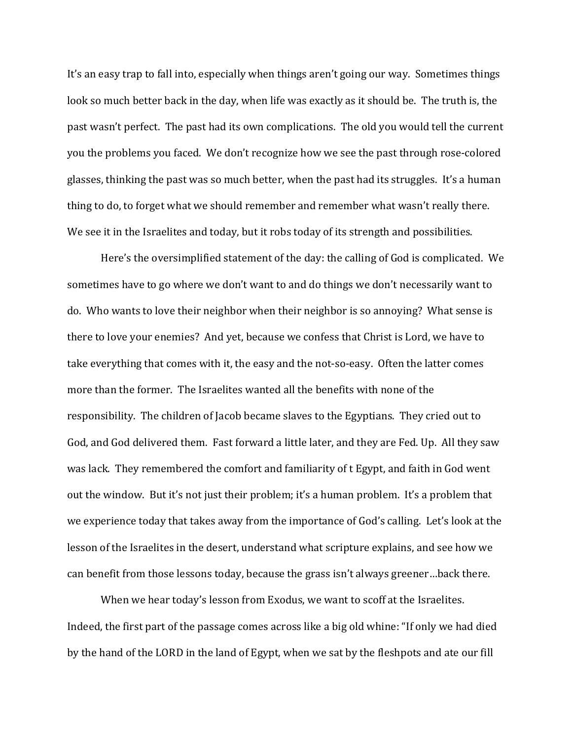It's an easy trap to fall into, especially when things aren't going our way. Sometimes things look so much better back in the day, when life was exactly as it should be. The truth is, the past wasn't perfect. The past had its own complications. The old you would tell the current you the problems you faced. We don't recognize how we see the past through rose-colored glasses, thinking the past was so much better, when the past had its struggles. It's a human thing to do, to forget what we should remember and remember what wasn't really there. We see it in the Israelites and today, but it robs today of its strength and possibilities.

Here's the oversimplified statement of the day: the calling of God is complicated. We sometimes have to go where we don't want to and do things we don't necessarily want to do. Who wants to love their neighbor when their neighbor is so annoying? What sense is there to love your enemies? And yet, because we confess that Christ is Lord, we have to take everything that comes with it, the easy and the not-so-easy. Often the latter comes more than the former. The Israelites wanted all the benefits with none of the responsibility. The children of Jacob became slaves to the Egyptians. They cried out to God, and God delivered them. Fast forward a little later, and they are Fed. Up. All they saw was lack. They remembered the comfort and familiarity of t Egypt, and faith in God went out the window. But it's not just their problem; it's a human problem. It's a problem that we experience today that takes away from the importance of God's calling. Let's look at the lesson of the Israelites in the desert, understand what scripture explains, and see how we can benefit from those lessons today, because the grass isn't always greener…back there.

When we hear today's lesson from Exodus, we want to scoff at the Israelites. Indeed, the first part of the passage comes across like a big old whine: "If only we had died by the hand of the LORD in the land of Egypt, when we sat by the fleshpots and ate our fill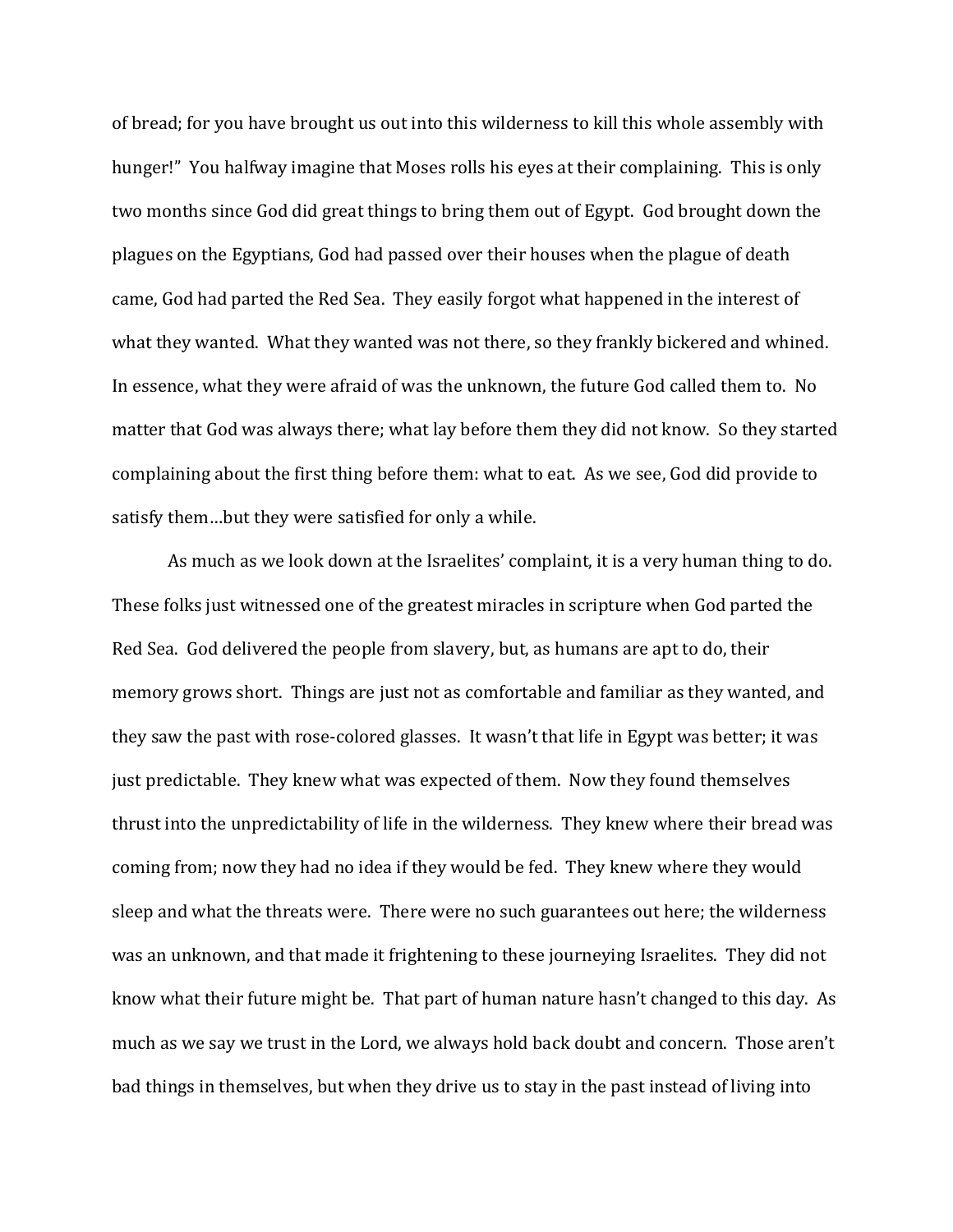of bread; for you have brought us out into this wilderness to kill this whole assembly with hunger!" You halfway imagine that Moses rolls his eyes at their complaining. This is only two months since God did great things to bring them out of Egypt. God brought down the plagues on the Egyptians, God had passed over their houses when the plague of death came, God had parted the Red Sea. They easily forgot what happened in the interest of what they wanted. What they wanted was not there, so they frankly bickered and whined. In essence, what they were afraid of was the unknown, the future God called them to. No matter that God was always there; what lay before them they did not know. So they started complaining about the first thing before them: what to eat. As we see, God did provide to satisfy them…but they were satisfied for only a while.

As much as we look down at the Israelites' complaint, it is a very human thing to do. These folks just witnessed one of the greatest miracles in scripture when God parted the Red Sea. God delivered the people from slavery, but, as humans are apt to do, their memory grows short. Things are just not as comfortable and familiar as they wanted, and they saw the past with rose-colored glasses. It wasn't that life in Egypt was better; it was just predictable. They knew what was expected of them. Now they found themselves thrust into the unpredictability of life in the wilderness. They knew where their bread was coming from; now they had no idea if they would be fed. They knew where they would sleep and what the threats were. There were no such guarantees out here; the wilderness was an unknown, and that made it frightening to these journeying Israelites. They did not know what their future might be. That part of human nature hasn't changed to this day. As much as we say we trust in the Lord, we always hold back doubt and concern. Those aren't bad things in themselves, but when they drive us to stay in the past instead of living into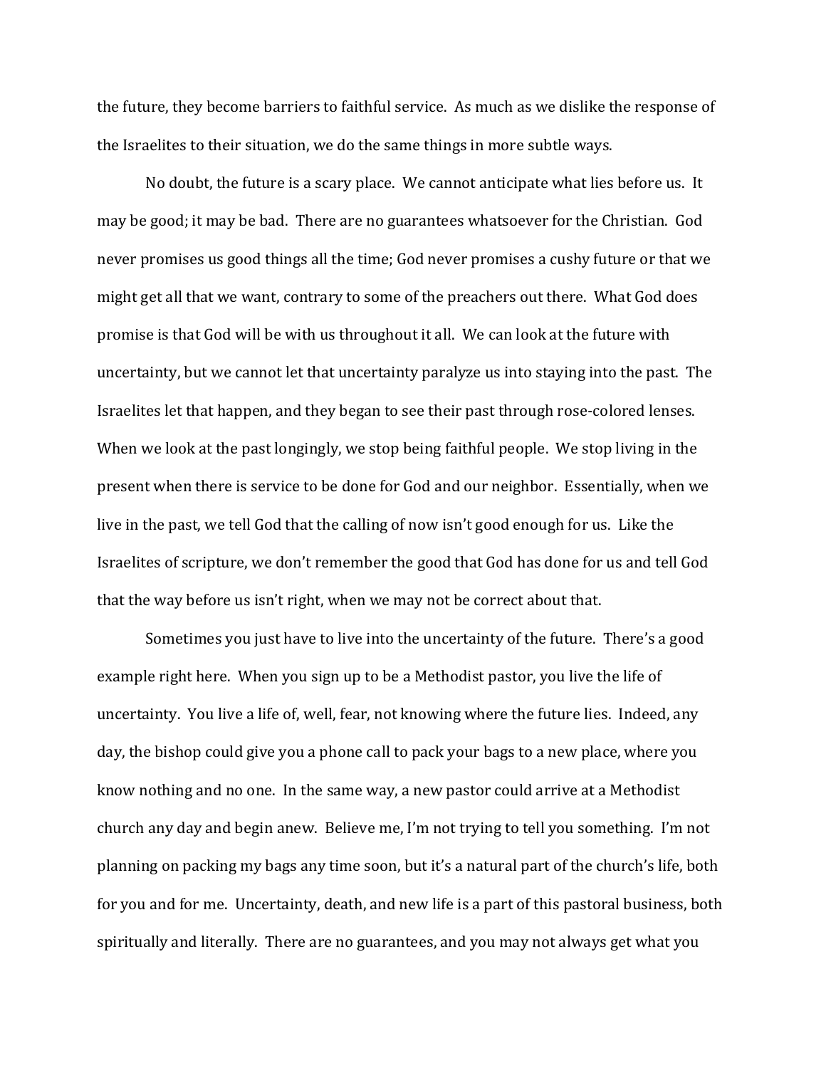the future, they become barriers to faithful service. As much as we dislike the response of the Israelites to their situation, we do the same things in more subtle ways.

No doubt, the future is a scary place. We cannot anticipate what lies before us. It may be good; it may be bad. There are no guarantees whatsoever for the Christian. God never promises us good things all the time; God never promises a cushy future or that we might get all that we want, contrary to some of the preachers out there. What God does promise is that God will be with us throughout it all. We can look at the future with uncertainty, but we cannot let that uncertainty paralyze us into staying into the past. The Israelites let that happen, and they began to see their past through rose-colored lenses. When we look at the past longingly, we stop being faithful people. We stop living in the present when there is service to be done for God and our neighbor. Essentially, when we live in the past, we tell God that the calling of now isn't good enough for us. Like the Israelites of scripture, we don't remember the good that God has done for us and tell God that the way before us isn't right, when we may not be correct about that.

Sometimes you just have to live into the uncertainty of the future. There's a good example right here. When you sign up to be a Methodist pastor, you live the life of uncertainty. You live a life of, well, fear, not knowing where the future lies. Indeed, any day, the bishop could give you a phone call to pack your bags to a new place, where you know nothing and no one. In the same way, a new pastor could arrive at a Methodist church any day and begin anew. Believe me, I'm not trying to tell you something. I'm not planning on packing my bags any time soon, but it's a natural part of the church's life, both for you and for me. Uncertainty, death, and new life is a part of this pastoral business, both spiritually and literally. There are no guarantees, and you may not always get what you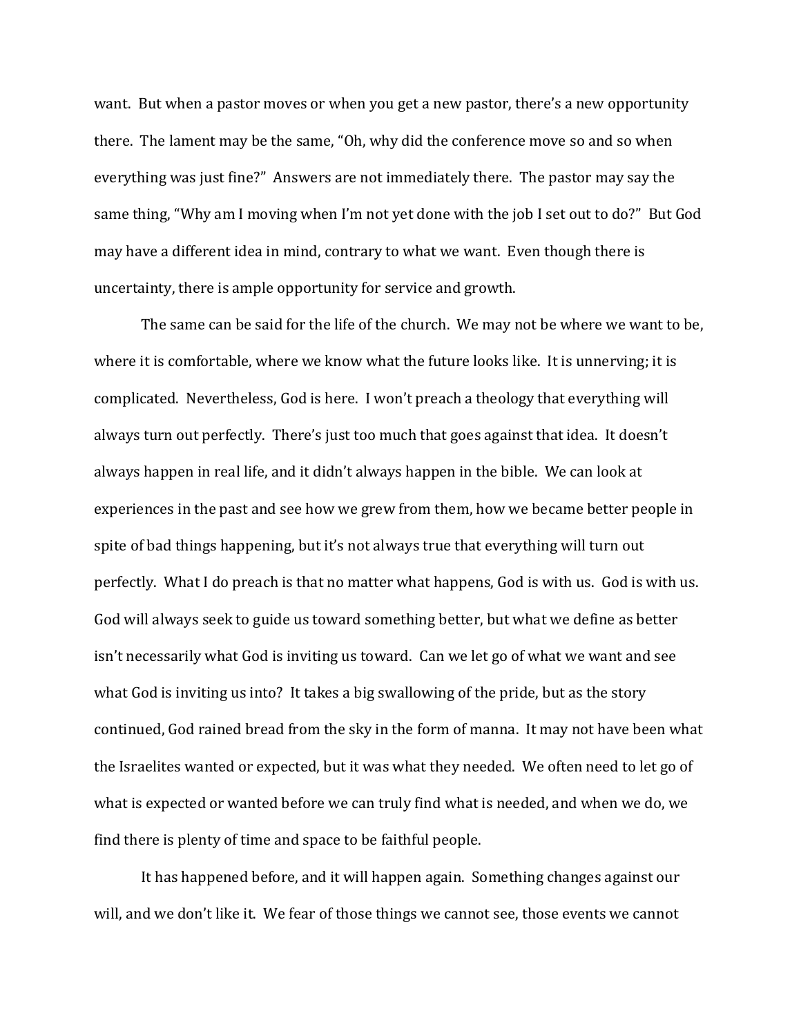want. But when a pastor moves or when you get a new pastor, there's a new opportunity there. The lament may be the same, "Oh, why did the conference move so and so when everything was just fine?" Answers are not immediately there. The pastor may say the same thing, "Why am I moving when I'm not yet done with the job I set out to do?" But God may have a different idea in mind, contrary to what we want. Even though there is uncertainty, there is ample opportunity for service and growth.

The same can be said for the life of the church. We may not be where we want to be, where it is comfortable, where we know what the future looks like. It is unnerving; it is complicated. Nevertheless, God is here. I won't preach a theology that everything will always turn out perfectly. There's just too much that goes against that idea. It doesn't always happen in real life, and it didn't always happen in the bible. We can look at experiences in the past and see how we grew from them, how we became better people in spite of bad things happening, but it's not always true that everything will turn out perfectly. What I do preach is that no matter what happens, God is with us. God is with us. God will always seek to guide us toward something better, but what we define as better isn't necessarily what God is inviting us toward. Can we let go of what we want and see what God is inviting us into? It takes a big swallowing of the pride, but as the story continued, God rained bread from the sky in the form of manna. It may not have been what the Israelites wanted or expected, but it was what they needed. We often need to let go of what is expected or wanted before we can truly find what is needed, and when we do, we find there is plenty of time and space to be faithful people.

It has happened before, and it will happen again. Something changes against our will, and we don't like it. We fear of those things we cannot see, those events we cannot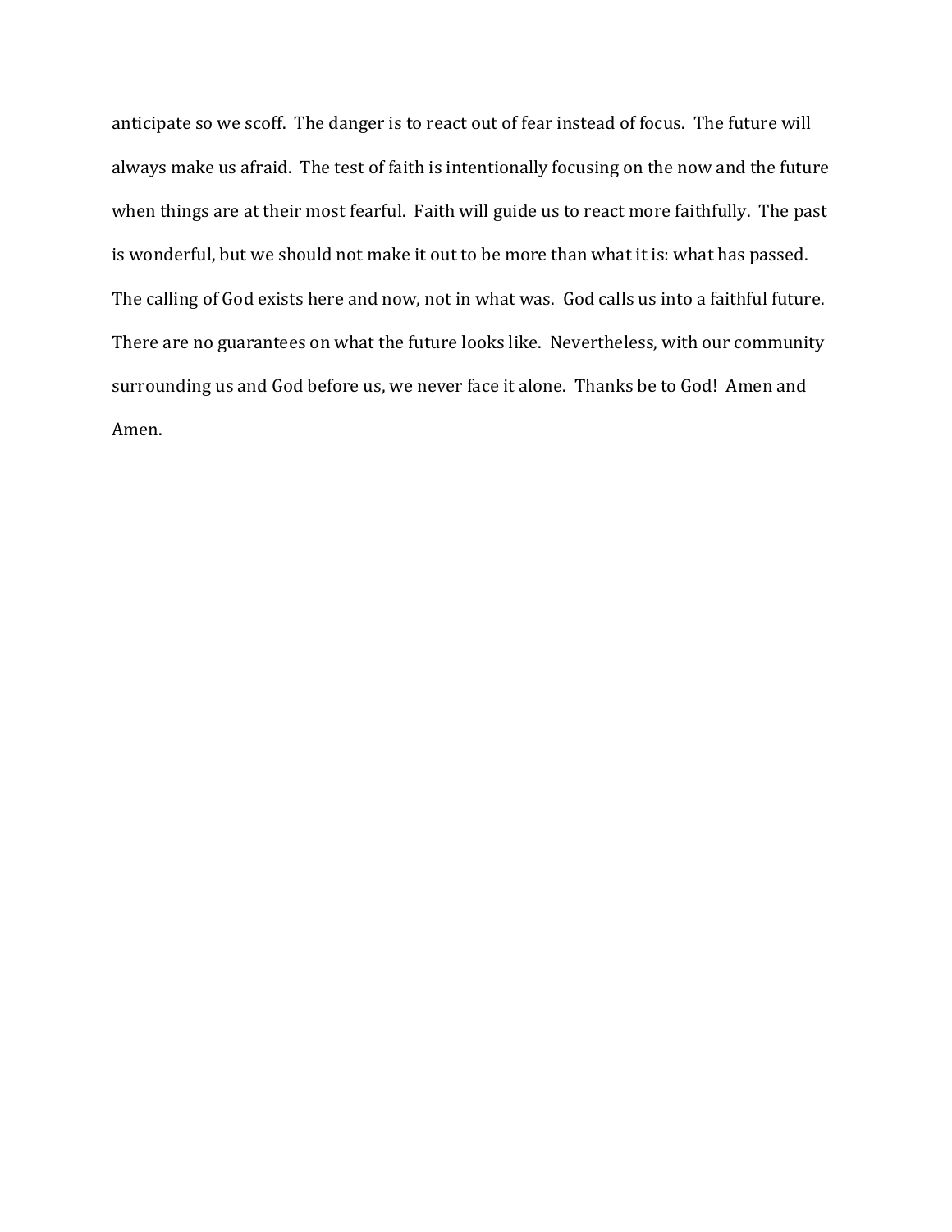anticipate so we scoff. The danger is to react out of fear instead of focus. The future will always make us afraid. The test of faith is intentionally focusing on the now and the future when things are at their most fearful. Faith will guide us to react more faithfully. The past is wonderful, but we should not make it out to be more than what it is: what has passed. The calling of God exists here and now, not in what was. God calls us into a faithful future. There are no guarantees on what the future looks like. Nevertheless, with our community surrounding us and God before us, we never face it alone. Thanks be to God! Amen and Amen.